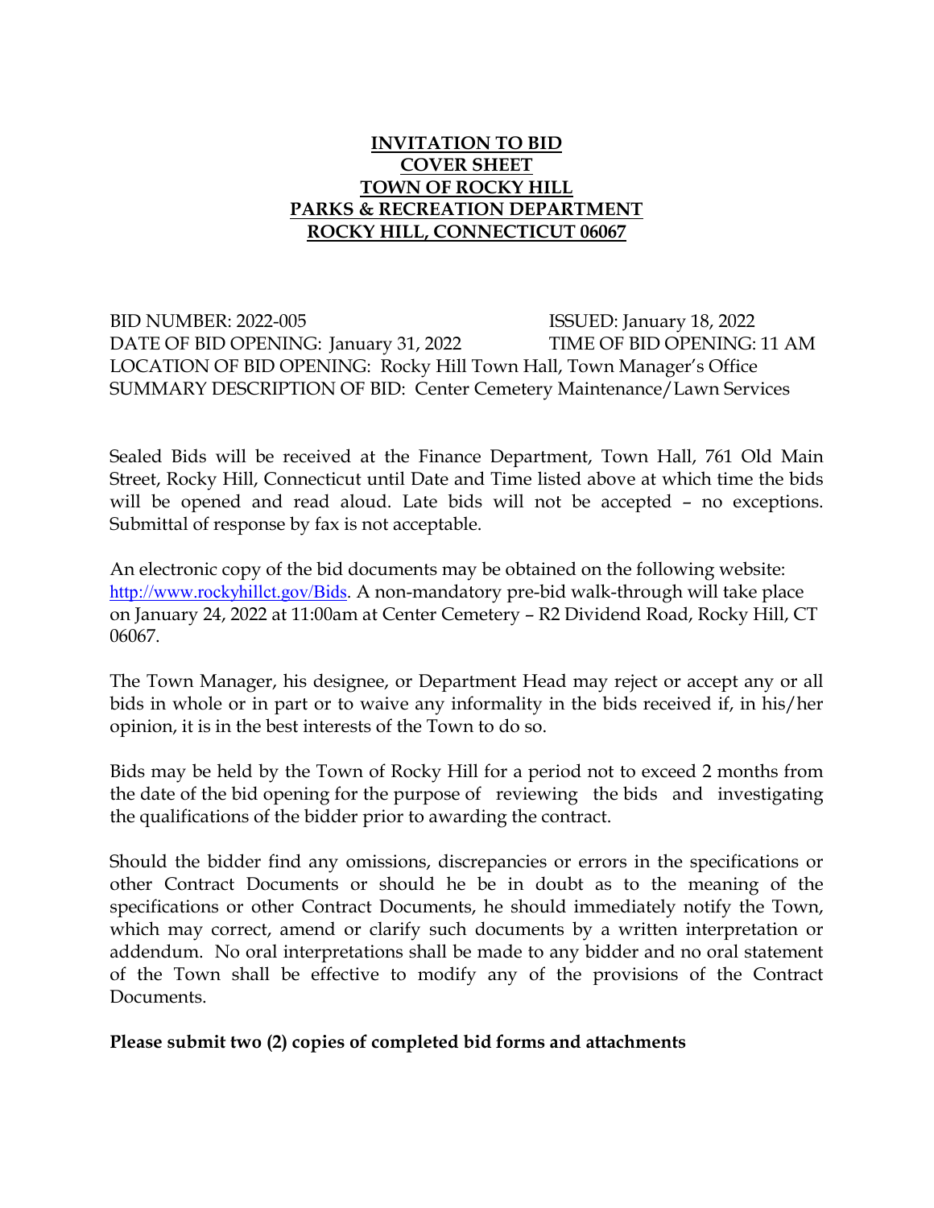# INVITATION TO BID
## COVER SHEET
## TOWN OF ROCKY HILL
## PARKS & RECREATION DEPARTMENT
## ROCKY HILL, CONNECTICUT 06067

BID NUMBER: 2022-005 ISSUED: January 18, 2022
DATE OF BID OPENING: January 31, 2022 TIME OF BID OPENING: 11 AM
LOCATION OF BID OPENING: Rocky Hill Town Hall, Town Manager's Office
SUMMARY DESCRIPTION OF BID: Center Cemetery Maintenance/Lawn Services

Sealed Bids will be received at the Finance Department, Town Hall, 761 Old Main Street, Rocky Hill, Connecticut until Date and Time listed above at which time the bids will be opened and read aloud. Late bids will not be accepted – no exceptions. Submittal of response by fax is not acceptable.

An electronic copy of the bid documents may be obtained on the following website: http://www.rockyhillct.gov/Bids. A non-mandatory pre-bid walk-through will take place on January 24, 2022 at 11:00am at Center Cemetery – R2 Dividend Road, Rocky Hill, CT 06067.

The Town Manager, his designee, or Department Head may reject or accept any or all bids in whole or in part or to waive any informality in the bids received if, in his/her opinion, it is in the best interests of the Town to do so.

Bids may be held by the Town of Rocky Hill for a period not to exceed 2 months from the date of the bid opening for the purpose of reviewing the bids and investigating the qualifications of the bidder prior to awarding the contract.

Should the bidder find any omissions, discrepancies or errors in the specifications or other Contract Documents or should he be in doubt as to the meaning of the specifications or other Contract Documents, he should immediately notify the Town, which may correct, amend or clarify such documents by a written interpretation or addendum. No oral interpretations shall be made to any bidder and no oral statement of the Town shall be effective to modify any of the provisions of the Contract Documents.

**Please submit two (2) copies of completed bid forms and attachments**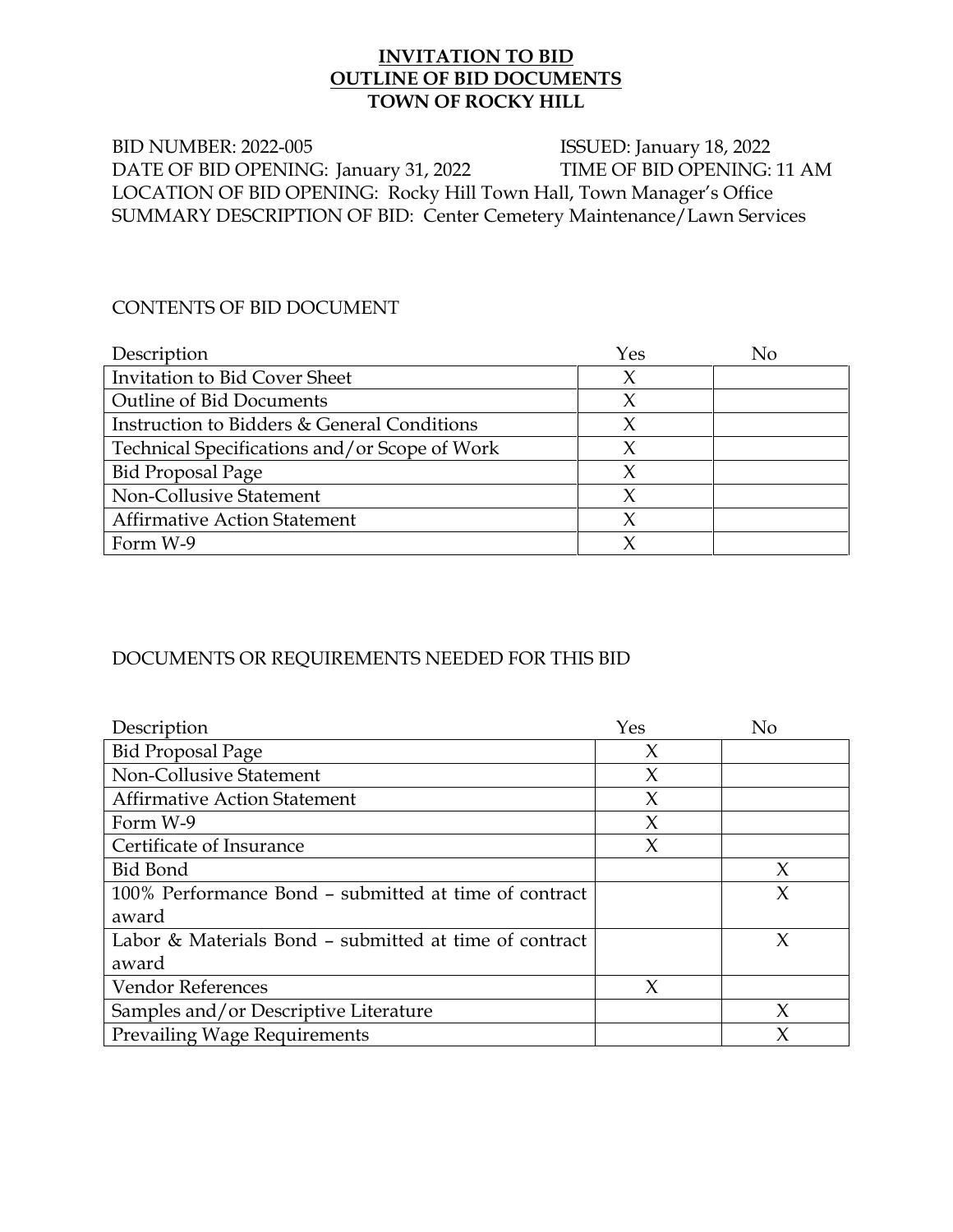# INVITATION TO BID
## OUTLINE OF BID DOCUMENTS
## TOWN OF ROCKY HILL

BID NUMBER: 2022-005 ISSUED: January 18, 2022
DATE OF BID OPENING: January 31, 2022 TIME OF BID OPENING: 11 AM
LOCATION OF BID OPENING: Rocky Hill Town Hall, Town Manager's Office
SUMMARY DESCRIPTION OF BID: Center Cemetery Maintenance/Lawn Services

CONTENTS OF BID DOCUMENT

| Description | Yes | No |
|---|---|---|
| Invitation to Bid Cover Sheet | X | |
| Outline of Bid Documents | X | |
| Instruction to Bidders & General Conditions | X | |
| Technical Specifications and/or Scope of Work | X | |
| Bid Proposal Page | X | |
| Non-Collusive Statement | X | |
| Affirmative Action Statement | X | |
| Form W-9 | X | |

DOCUMENTS OR REQUIREMENTS NEEDED FOR THIS BID

| Description | Yes | No |
|---|---|---|
| Bid Proposal Page | X | |
| Non-Collusive Statement | X | |
| Affirmative Action Statement | X | |
| Form W-9 | X | |
| Certificate of Insurance | X | |
| Bid Bond | | X |
| 100% Performance Bond – submitted at time of contract award | | X |
| Labor & Materials Bond – submitted at time of contract award | | X |
| Vendor References | X | |
| Samples and/or Descriptive Literature | | X |
| Prevailing Wage Requirements | | X |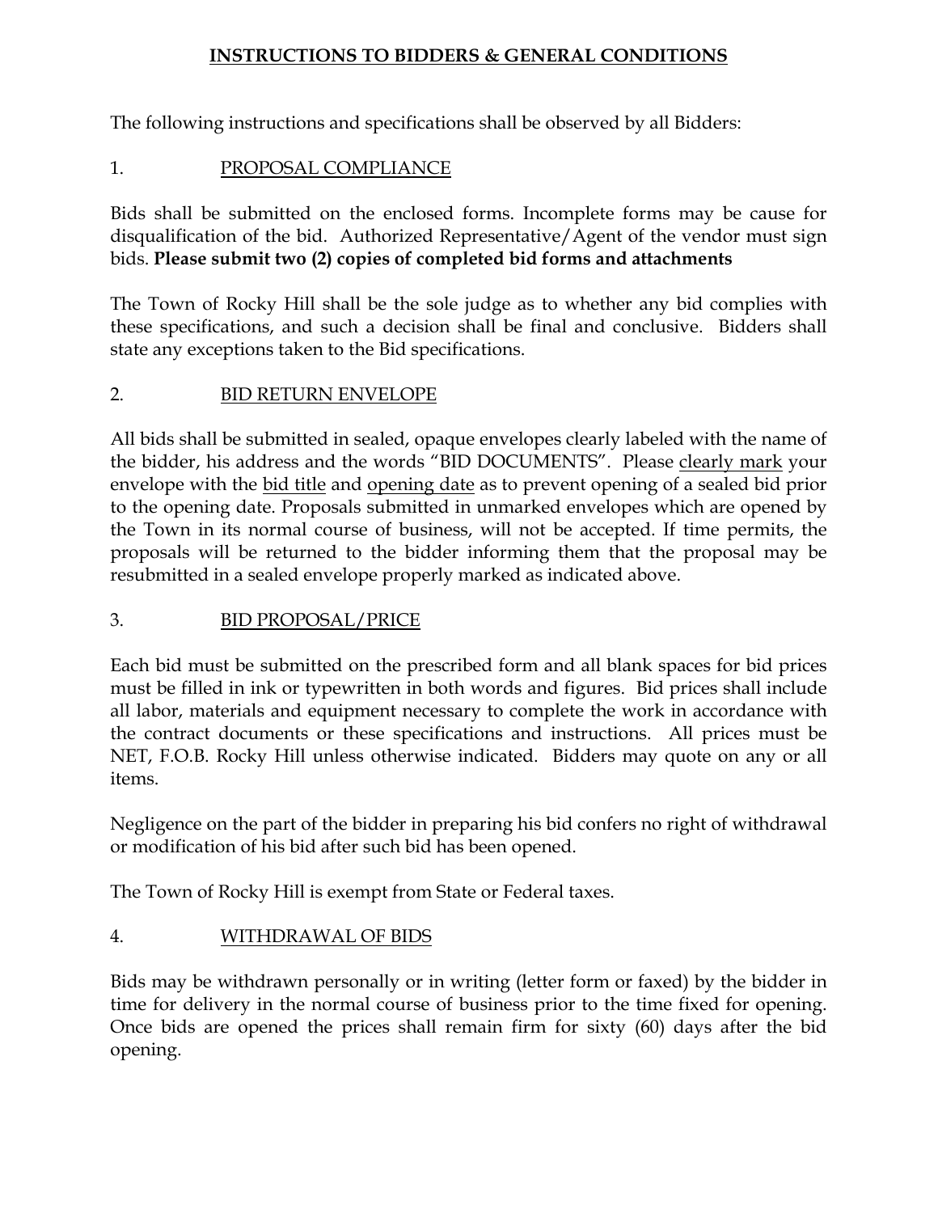# INSTRUCTIONS TO BIDDERS & GENERAL CONDITIONS

The following instructions and specifications shall be observed by all Bidders:

## 1. PROPOSAL COMPLIANCE

Bids shall be submitted on the enclosed forms. Incomplete forms may be cause for disqualification of the bid. Authorized Representative/Agent of the vendor must sign bids. **Please submit two (2) copies of completed bid forms and attachments**

The Town of Rocky Hill shall be the sole judge as to whether any bid complies with these specifications, and such a decision shall be final and conclusive. Bidders shall state any exceptions taken to the Bid specifications.

## 2. BID RETURN ENVELOPE

All bids shall be submitted in sealed, opaque envelopes clearly labeled with the name of the bidder, his address and the words "BID DOCUMENTS". Please clearly mark your envelope with the bid title and opening date as to prevent opening of a sealed bid prior to the opening date. Proposals submitted in unmarked envelopes which are opened by the Town in its normal course of business, will not be accepted. If time permits, the proposals will be returned to the bidder informing them that the proposal may be resubmitted in a sealed envelope properly marked as indicated above.

## 3. BID PROPOSAL/PRICE

Each bid must be submitted on the prescribed form and all blank spaces for bid prices must be filled in ink or typewritten in both words and figures. Bid prices shall include all labor, materials and equipment necessary to complete the work in accordance with the contract documents or these specifications and instructions. All prices must be NET, F.O.B. Rocky Hill unless otherwise indicated. Bidders may quote on any or all items.

Negligence on the part of the bidder in preparing his bid confers no right of withdrawal or modification of his bid after such bid has been opened.

The Town of Rocky Hill is exempt from State or Federal taxes.

## 4. WITHDRAWAL OF BIDS

Bids may be withdrawn personally or in writing (letter form or faxed) by the bidder in time for delivery in the normal course of business prior to the time fixed for opening. Once bids are opened the prices shall remain firm for sixty (60) days after the bid opening.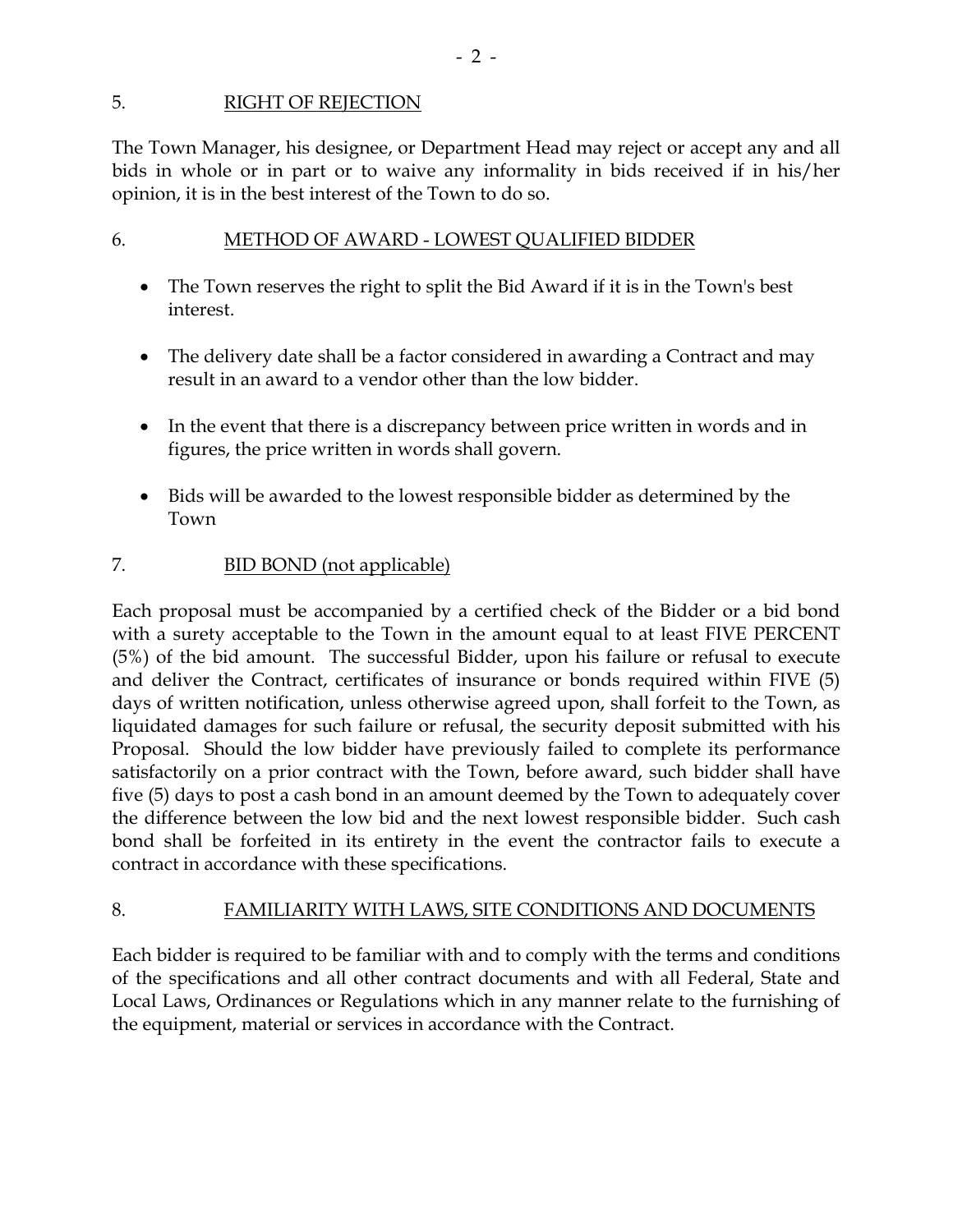## 5. RIGHT OF REJECTION

The Town Manager, his designee, or Department Head may reject or accept any and all bids in whole or in part or to waive any informality in bids received if in his/her opinion, it is in the best interest of the Town to do so.

## 6. METHOD OF AWARD - LOWEST QUALIFIED BIDDER

- The Town reserves the right to split the Bid Award if it is in the Town's best interest.
- The delivery date shall be a factor considered in awarding a Contract and may result in an award to a vendor other than the low bidder.
- In the event that there is a discrepancy between price written in words and in figures, the price written in words shall govern.
- Bids will be awarded to the lowest responsible bidder as determined by the Town

## 7. BID BOND (not applicable)

Each proposal must be accompanied by a certified check of the Bidder or a bid bond with a surety acceptable to the Town in the amount equal to at least FIVE PERCENT (5%) of the bid amount. The successful Bidder, upon his failure or refusal to execute and deliver the Contract, certificates of insurance or bonds required within FIVE (5) days of written notification, unless otherwise agreed upon, shall forfeit to the Town, as liquidated damages for such failure or refusal, the security deposit submitted with his Proposal. Should the low bidder have previously failed to complete its performance satisfactorily on a prior contract with the Town, before award, such bidder shall have five (5) days to post a cash bond in an amount deemed by the Town to adequately cover the difference between the low bid and the next lowest responsible bidder. Such cash bond shall be forfeited in its entirety in the event the contractor fails to execute a contract in accordance with these specifications.

## 8. FAMILIARITY WITH LAWS, SITE CONDITIONS AND DOCUMENTS

Each bidder is required to be familiar with and to comply with the terms and conditions of the specifications and all other contract documents and with all Federal, State and Local Laws, Ordinances or Regulations which in any manner relate to the furnishing of the equipment, material or services in accordance with the Contract.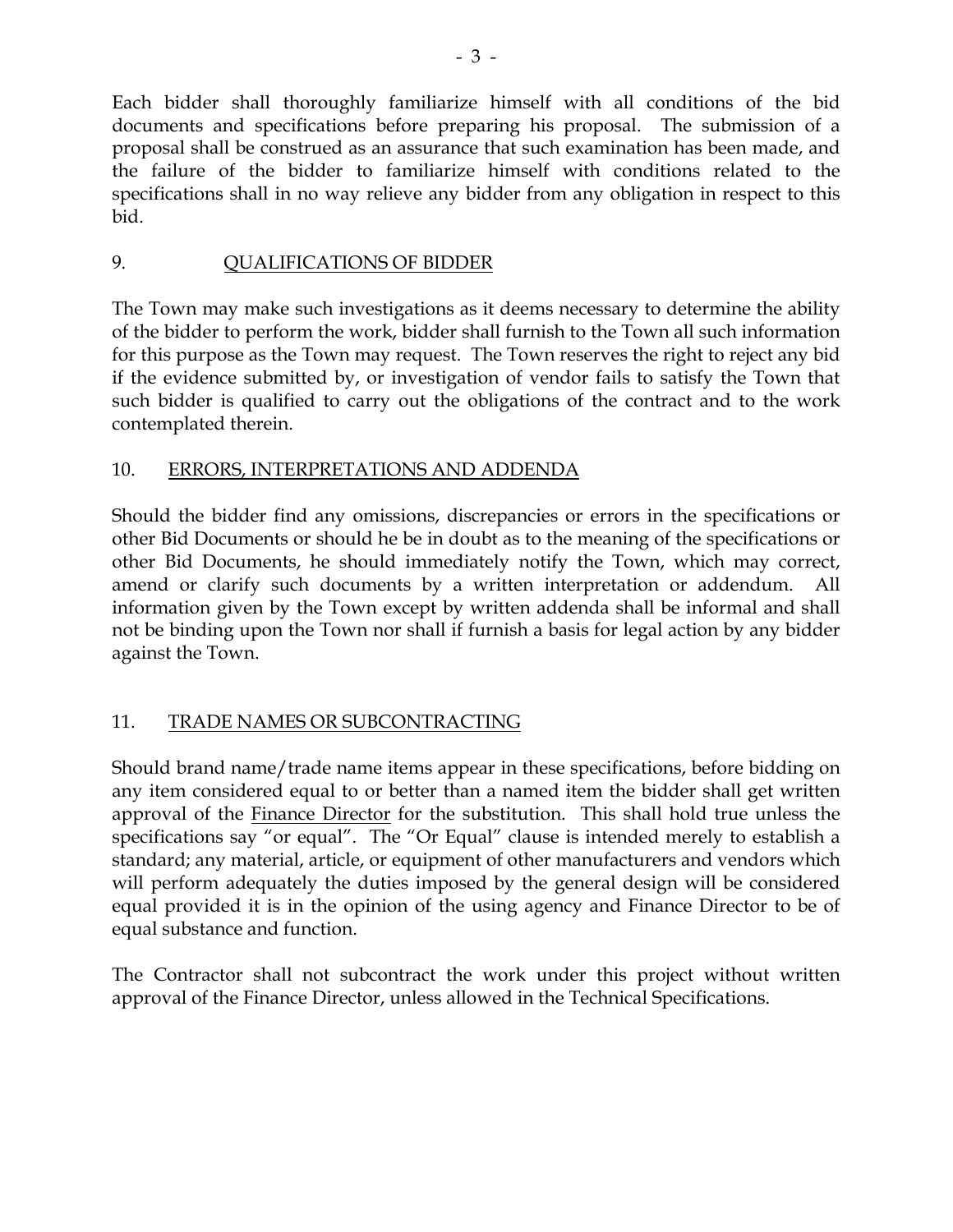Each bidder shall thoroughly familiarize himself with all conditions of the bid documents and specifications before preparing his proposal. The submission of a proposal shall be construed as an assurance that such examination has been made, and the failure of the bidder to familiarize himself with conditions related to the specifications shall in no way relieve any bidder from any obligation in respect to this bid.

## 9. QUALIFICATIONS OF BIDDER

The Town may make such investigations as it deems necessary to determine the ability of the bidder to perform the work, bidder shall furnish to the Town all such information for this purpose as the Town may request. The Town reserves the right to reject any bid if the evidence submitted by, or investigation of vendor fails to satisfy the Town that such bidder is qualified to carry out the obligations of the contract and to the work contemplated therein.

## 10. ERRORS, INTERPRETATIONS AND ADDENDA

Should the bidder find any omissions, discrepancies or errors in the specifications or other Bid Documents or should he be in doubt as to the meaning of the specifications or other Bid Documents, he should immediately notify the Town, which may correct, amend or clarify such documents by a written interpretation or addendum. All information given by the Town except by written addenda shall be informal and shall not be binding upon the Town nor shall if furnish a basis for legal action by any bidder against the Town.

## 11. TRADE NAMES OR SUBCONTRACTING

Should brand name/trade name items appear in these specifications, before bidding on any item considered equal to or better than a named item the bidder shall get written approval of the Finance Director for the substitution. This shall hold true unless the specifications say "or equal". The "Or Equal" clause is intended merely to establish a standard; any material, article, or equipment of other manufacturers and vendors which will perform adequately the duties imposed by the general design will be considered equal provided it is in the opinion of the using agency and Finance Director to be of equal substance and function.

The Contractor shall not subcontract the work under this project without written approval of the Finance Director, unless allowed in the Technical Specifications.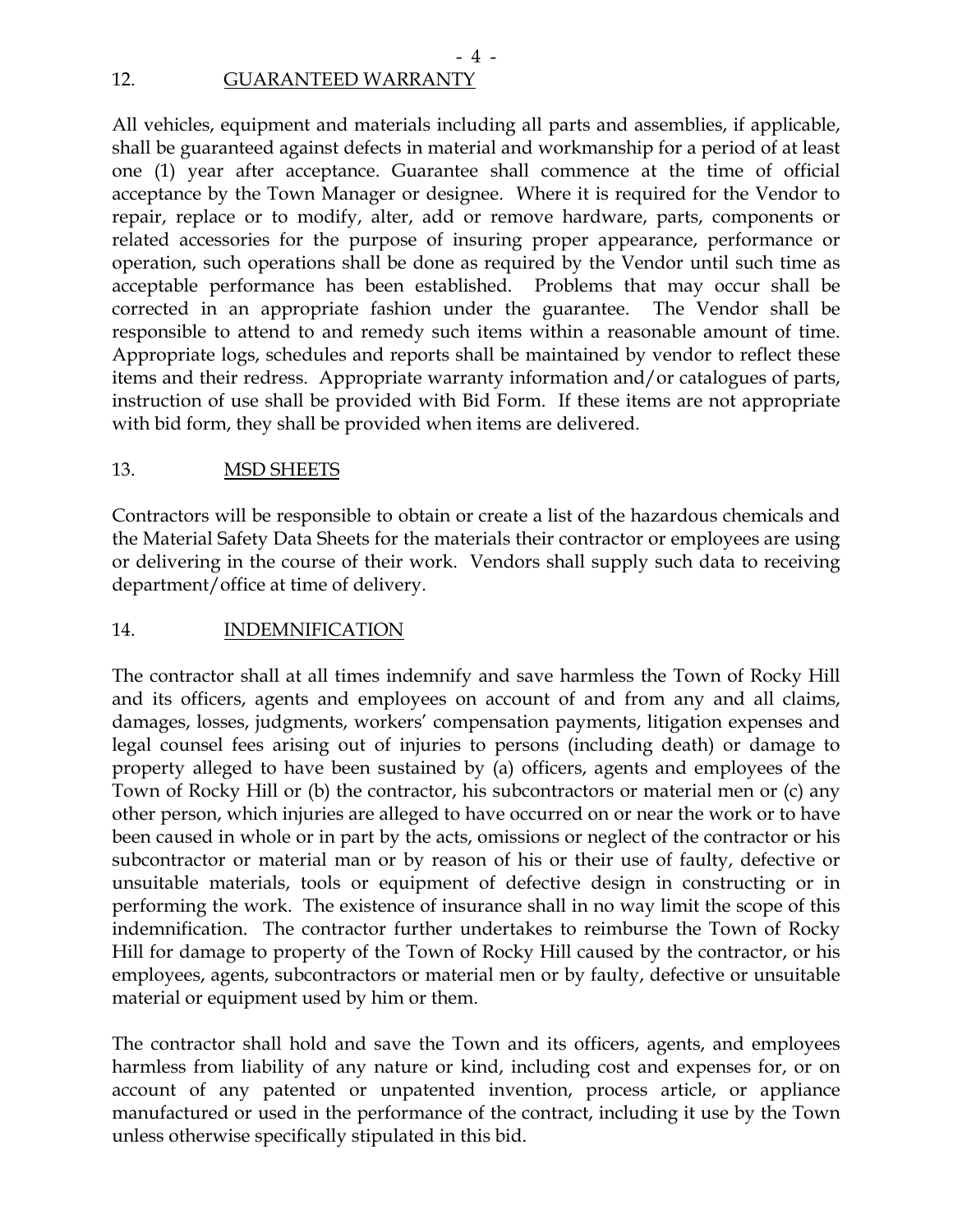## 12. GUARANTEED WARRANTY

All vehicles, equipment and materials including all parts and assemblies, if applicable, shall be guaranteed against defects in material and workmanship for a period of at least one (1) year after acceptance. Guarantee shall commence at the time of official acceptance by the Town Manager or designee. Where it is required for the Vendor to repair, replace or to modify, alter, add or remove hardware, parts, components or related accessories for the purpose of insuring proper appearance, performance or operation, such operations shall be done as required by the Vendor until such time as acceptable performance has been established. Problems that may occur shall be corrected in an appropriate fashion under the guarantee. The Vendor shall be responsible to attend to and remedy such items within a reasonable amount of time. Appropriate logs, schedules and reports shall be maintained by vendor to reflect these items and their redress. Appropriate warranty information and/or catalogues of parts, instruction of use shall be provided with Bid Form. If these items are not appropriate with bid form, they shall be provided when items are delivered.

## 13. MSD SHEETS

Contractors will be responsible to obtain or create a list of the hazardous chemicals and the Material Safety Data Sheets for the materials their contractor or employees are using or delivering in the course of their work. Vendors shall supply such data to receiving department/office at time of delivery.

## 14. INDEMNIFICATION

The contractor shall at all times indemnify and save harmless the Town of Rocky Hill and its officers, agents and employees on account of and from any and all claims, damages, losses, judgments, workers' compensation payments, litigation expenses and legal counsel fees arising out of injuries to persons (including death) or damage to property alleged to have been sustained by (a) officers, agents and employees of the Town of Rocky Hill or (b) the contractor, his subcontractors or material men or (c) any other person, which injuries are alleged to have occurred on or near the work or to have been caused in whole or in part by the acts, omissions or neglect of the contractor or his subcontractor or material man or by reason of his or their use of faulty, defective or unsuitable materials, tools or equipment of defective design in constructing or in performing the work. The existence of insurance shall in no way limit the scope of this indemnification. The contractor further undertakes to reimburse the Town of Rocky Hill for damage to property of the Town of Rocky Hill caused by the contractor, or his employees, agents, subcontractors or material men or by faulty, defective or unsuitable material or equipment used by him or them.

The contractor shall hold and save the Town and its officers, agents, and employees harmless from liability of any nature or kind, including cost and expenses for, or on account of any patented or unpatented invention, process article, or appliance manufactured or used in the performance of the contract, including it use by the Town unless otherwise specifically stipulated in this bid.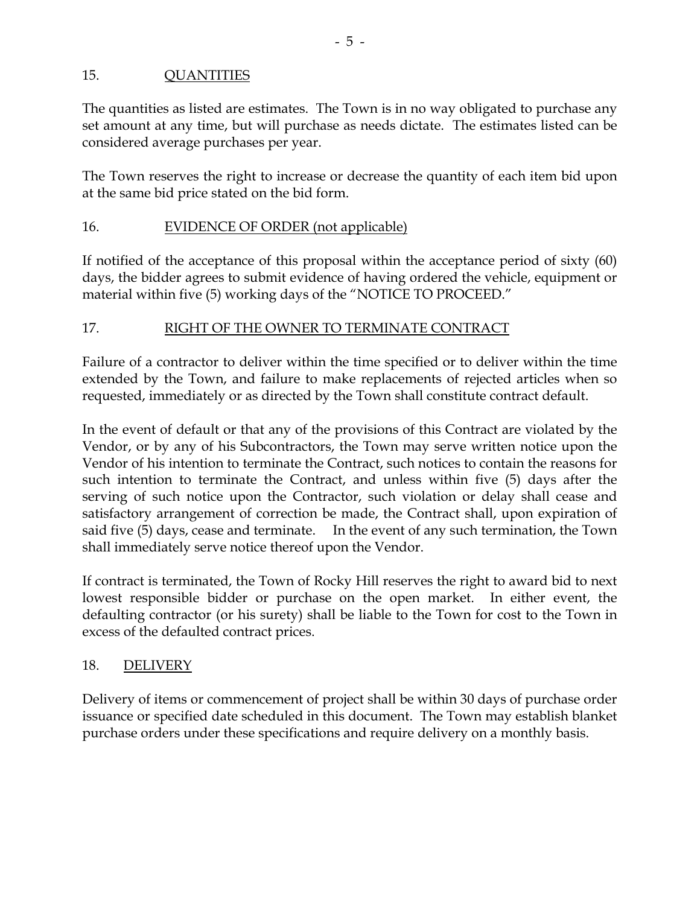## 15. QUANTITIES

The quantities as listed are estimates. The Town is in no way obligated to purchase any set amount at any time, but will purchase as needs dictate. The estimates listed can be considered average purchases per year.

The Town reserves the right to increase or decrease the quantity of each item bid upon at the same bid price stated on the bid form.

## 16. EVIDENCE OF ORDER (not applicable)

If notified of the acceptance of this proposal within the acceptance period of sixty (60) days, the bidder agrees to submit evidence of having ordered the vehicle, equipment or material within five (5) working days of the "NOTICE TO PROCEED."

## 17. RIGHT OF THE OWNER TO TERMINATE CONTRACT

Failure of a contractor to deliver within the time specified or to deliver within the time extended by the Town, and failure to make replacements of rejected articles when so requested, immediately or as directed by the Town shall constitute contract default.

In the event of default or that any of the provisions of this Contract are violated by the Vendor, or by any of his Subcontractors, the Town may serve written notice upon the Vendor of his intention to terminate the Contract, such notices to contain the reasons for such intention to terminate the Contract, and unless within five (5) days after the serving of such notice upon the Contractor, such violation or delay shall cease and satisfactory arrangement of correction be made, the Contract shall, upon expiration of said five (5) days, cease and terminate. In the event of any such termination, the Town shall immediately serve notice thereof upon the Vendor.

If contract is terminated, the Town of Rocky Hill reserves the right to award bid to next lowest responsible bidder or purchase on the open market. In either event, the defaulting contractor (or his surety) shall be liable to the Town for cost to the Town in excess of the defaulted contract prices.

## 18. DELIVERY

Delivery of items or commencement of project shall be within 30 days of purchase order issuance or specified date scheduled in this document. The Town may establish blanket purchase orders under these specifications and require delivery on a monthly basis.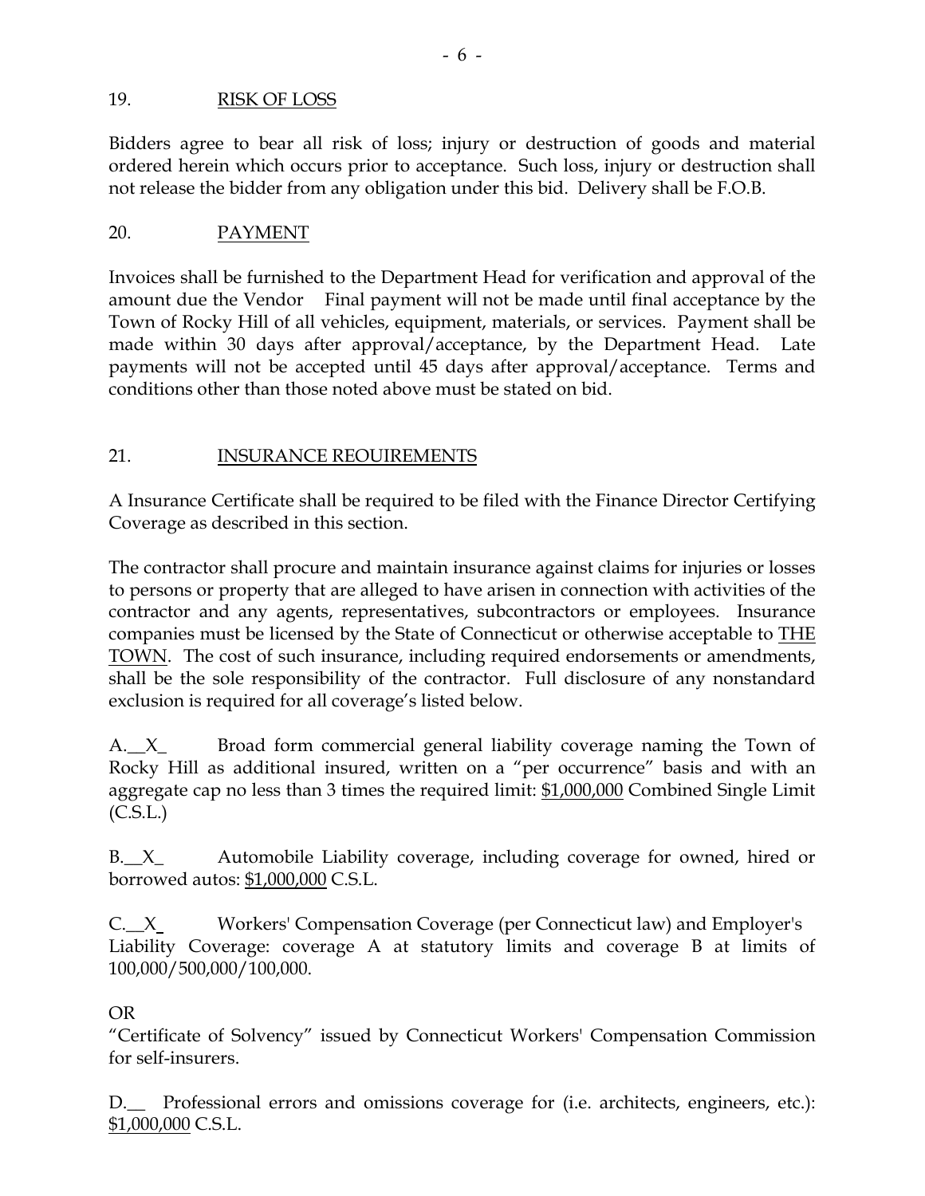## 19. RISK OF LOSS

Bidders agree to bear all risk of loss; injury or destruction of goods and material ordered herein which occurs prior to acceptance. Such loss, injury or destruction shall not release the bidder from any obligation under this bid. Delivery shall be F.O.B.

## 20. PAYMENT

Invoices shall be furnished to the Department Head for verification and approval of the amount due the Vendor Final payment will not be made until final acceptance by the Town of Rocky Hill of all vehicles, equipment, materials, or services. Payment shall be made within 30 days after approval/acceptance, by the Department Head. Late payments will not be accepted until 45 days after approval/acceptance. Terms and conditions other than those noted above must be stated on bid.

## 21. INSURANCE REOUIREMENTS

A Insurance Certificate shall be required to be filed with the Finance Director Certifying Coverage as described in this section.

The contractor shall procure and maintain insurance against claims for injuries or losses to persons or property that are alleged to have arisen in connection with activities of the contractor and any agents, representatives, subcontractors or employees. Insurance companies must be licensed by the State of Connecticut or otherwise acceptable to THE TOWN. The cost of such insurance, including required endorsements or amendments, shall be the sole responsibility of the contractor. Full disclosure of any nonstandard exclusion is required for all coverage's listed below.

A.__X_ Broad form commercial general liability coverage naming the Town of Rocky Hill as additional insured, written on a "per occurrence" basis and with an aggregate cap no less than 3 times the required limit: $1,000,000 Combined Single Limit (C.S.L.)

B.__X_ Automobile Liability coverage, including coverage for owned, hired or borrowed autos: $1,000,000 C.S.L.

C.__X_ Workers' Compensation Coverage (per Connecticut law) and Employer's Liability Coverage: coverage A at statutory limits and coverage B at limits of 100,000/500,000/100,000.

OR

"Certificate of Solvency" issued by Connecticut Workers' Compensation Commission for self-insurers.

D.__ Professional errors and omissions coverage for (i.e. architects, engineers, etc.): $1,000,000 C.S.L.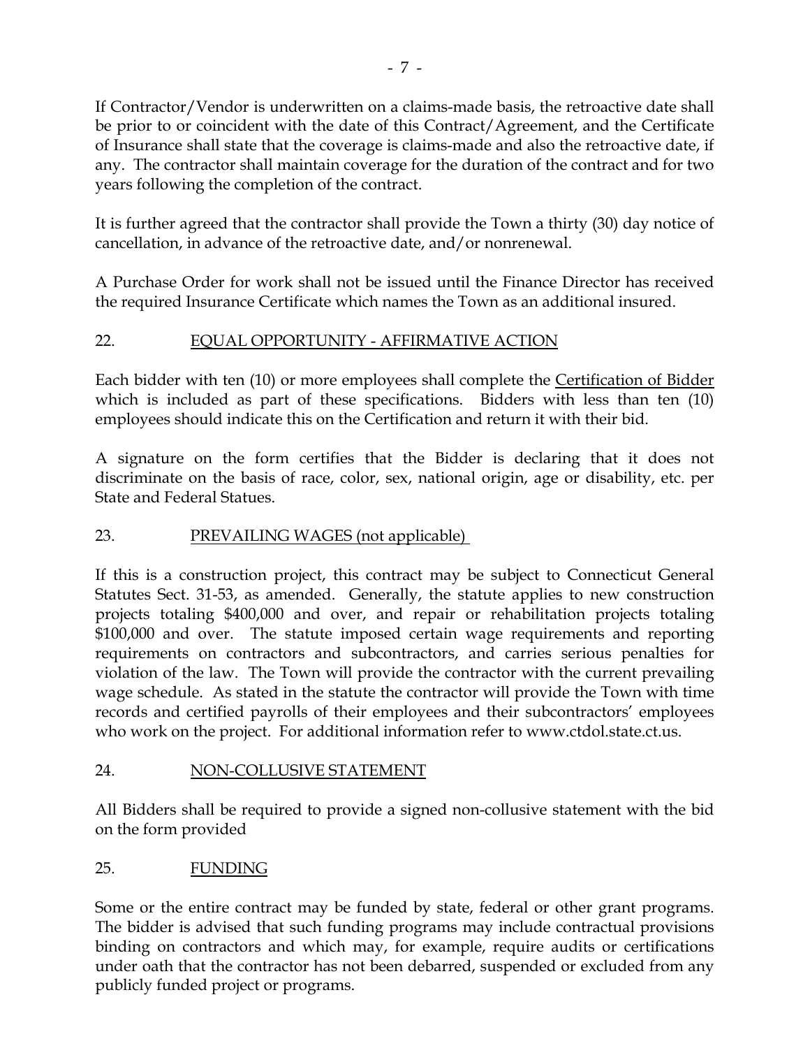If Contractor/Vendor is underwritten on a claims-made basis, the retroactive date shall be prior to or coincident with the date of this Contract/Agreement, and the Certificate of Insurance shall state that the coverage is claims-made and also the retroactive date, if any. The contractor shall maintain coverage for the duration of the contract and for two years following the completion of the contract.

It is further agreed that the contractor shall provide the Town a thirty (30) day notice of cancellation, in advance of the retroactive date, and/or nonrenewal.

A Purchase Order for work shall not be issued until the Finance Director has received the required Insurance Certificate which names the Town as an additional insured.

## 22. EQUAL OPPORTUNITY - AFFIRMATIVE ACTION

Each bidder with ten (10) or more employees shall complete the Certification of Bidder which is included as part of these specifications. Bidders with less than ten (10) employees should indicate this on the Certification and return it with their bid.

A signature on the form certifies that the Bidder is declaring that it does not discriminate on the basis of race, color, sex, national origin, age or disability, etc. per State and Federal Statues.

## 23. PREVAILING WAGES (not applicable)

If this is a construction project, this contract may be subject to Connecticut General Statutes Sect. 31-53, as amended. Generally, the statute applies to new construction projects totaling $400,000 and over, and repair or rehabilitation projects totaling $100,000 and over. The statute imposed certain wage requirements and reporting requirements on contractors and subcontractors, and carries serious penalties for violation of the law. The Town will provide the contractor with the current prevailing wage schedule. As stated in the statute the contractor will provide the Town with time records and certified payrolls of their employees and their subcontractors' employees who work on the project. For additional information refer to www.ctdol.state.ct.us.

## 24. NON-COLLUSIVE STATEMENT

All Bidders shall be required to provide a signed non-collusive statement with the bid on the form provided

## 25. FUNDING

Some or the entire contract may be funded by state, federal or other grant programs. The bidder is advised that such funding programs may include contractual provisions binding on contractors and which may, for example, require audits or certifications under oath that the contractor has not been debarred, suspended or excluded from any publicly funded project or programs.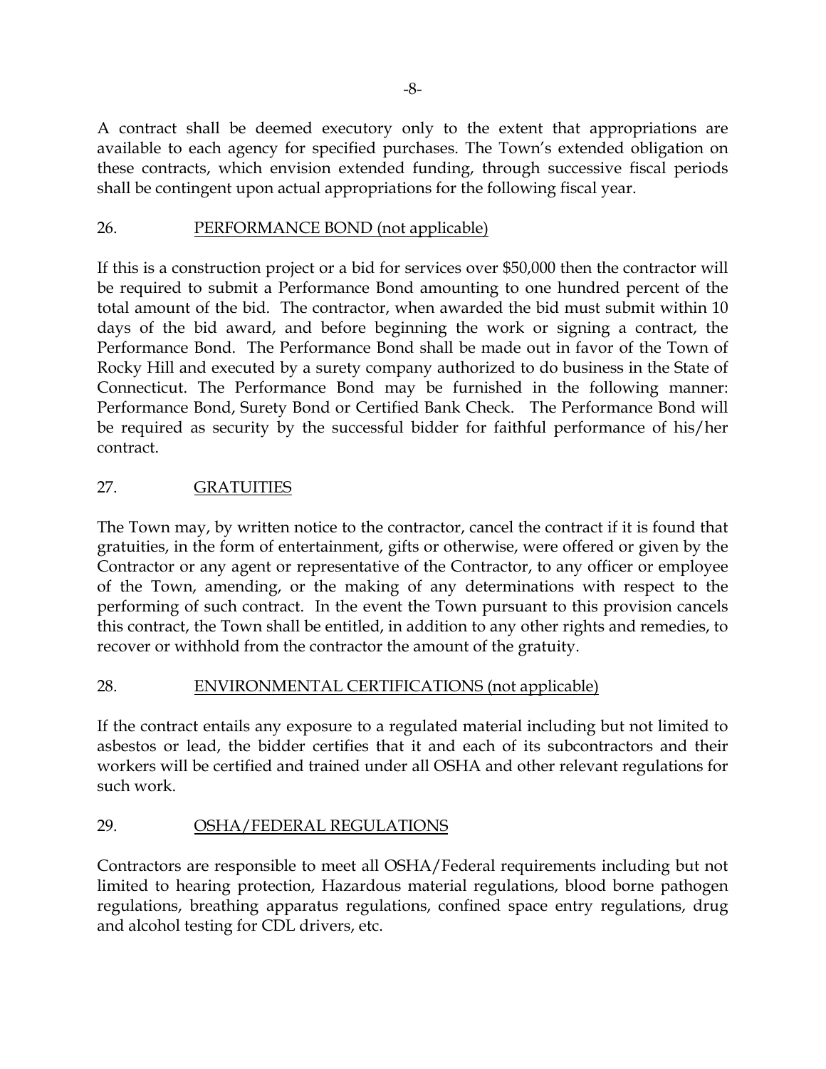A contract shall be deemed executory only to the extent that appropriations are available to each agency for specified purchases. The Town's extended obligation on these contracts, which envision extended funding, through successive fiscal periods shall be contingent upon actual appropriations for the following fiscal year.

## 26. PERFORMANCE BOND (not applicable)

If this is a construction project or a bid for services over $50,000 then the contractor will be required to submit a Performance Bond amounting to one hundred percent of the total amount of the bid. The contractor, when awarded the bid must submit within 10 days of the bid award, and before beginning the work or signing a contract, the Performance Bond. The Performance Bond shall be made out in favor of the Town of Rocky Hill and executed by a surety company authorized to do business in the State of Connecticut. The Performance Bond may be furnished in the following manner: Performance Bond, Surety Bond or Certified Bank Check. The Performance Bond will be required as security by the successful bidder for faithful performance of his/her contract.

## 27. GRATUITIES

The Town may, by written notice to the contractor, cancel the contract if it is found that gratuities, in the form of entertainment, gifts or otherwise, were offered or given by the Contractor or any agent or representative of the Contractor, to any officer or employee of the Town, amending, or the making of any determinations with respect to the performing of such contract. In the event the Town pursuant to this provision cancels this contract, the Town shall be entitled, in addition to any other rights and remedies, to recover or withhold from the contractor the amount of the gratuity.

## 28. ENVIRONMENTAL CERTIFICATIONS (not applicable)

If the contract entails any exposure to a regulated material including but not limited to asbestos or lead, the bidder certifies that it and each of its subcontractors and their workers will be certified and trained under all OSHA and other relevant regulations for such work.

## 29. OSHA/FEDERAL REGULATIONS

Contractors are responsible to meet all OSHA/Federal requirements including but not limited to hearing protection, Hazardous material regulations, blood borne pathogen regulations, breathing apparatus regulations, confined space entry regulations, drug and alcohol testing for CDL drivers, etc.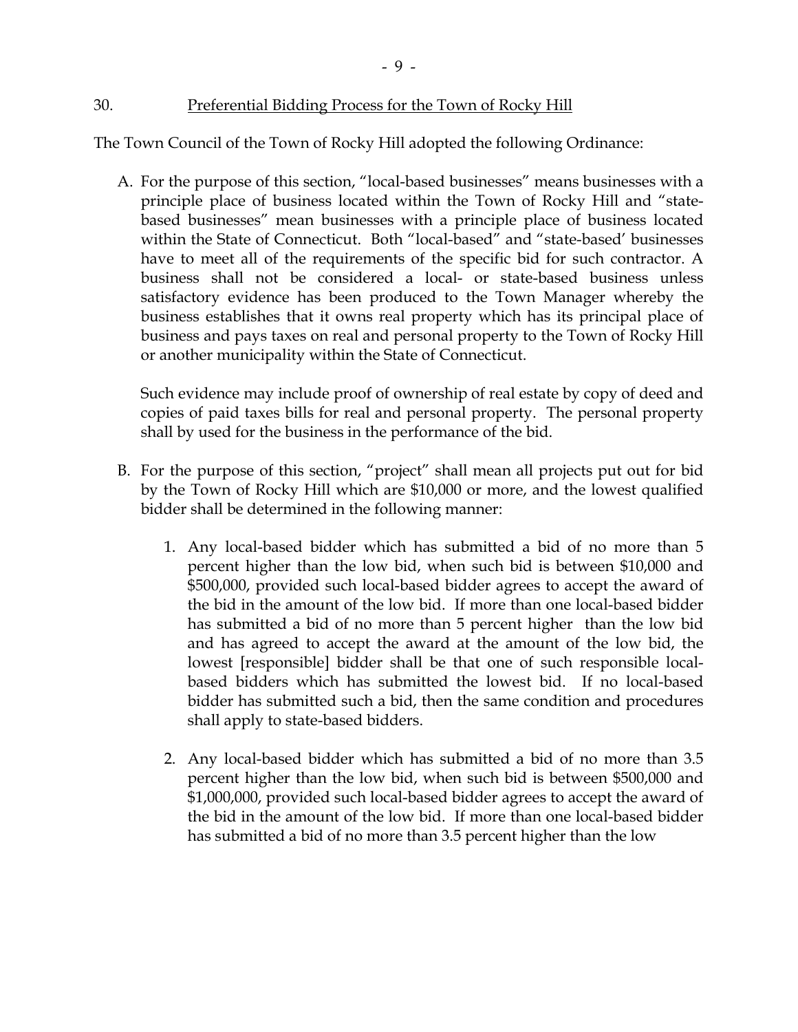## 30. Preferential Bidding Process for the Town of Rocky Hill

The Town Council of the Town of Rocky Hill adopted the following Ordinance:

A. For the purpose of this section, "local-based businesses" means businesses with a principle place of business located within the Town of Rocky Hill and "state-based businesses" mean businesses with a principle place of business located within the State of Connecticut. Both "local-based" and "state-based' businesses have to meet all of the requirements of the specific bid for such contractor. A business shall not be considered a local- or state-based business unless satisfactory evidence has been produced to the Town Manager whereby the business establishes that it owns real property which has its principal place of business and pays taxes on real and personal property to the Town of Rocky Hill or another municipality within the State of Connecticut.

   Such evidence may include proof of ownership of real estate by copy of deed and copies of paid taxes bills for real and personal property. The personal property shall by used for the business in the performance of the bid.

B. For the purpose of this section, "project" shall mean all projects put out for bid by the Town of Rocky Hill which are $10,000 or more, and the lowest qualified bidder shall be determined in the following manner:

   1. Any local-based bidder which has submitted a bid of no more than 5 percent higher than the low bid, when such bid is between $10,000 and $500,000, provided such local-based bidder agrees to accept the award of the bid in the amount of the low bid. If more than one local-based bidder has submitted a bid of no more than 5 percent higher than the low bid and has agreed to accept the award at the amount of the low bid, the lowest [responsible] bidder shall be that one of such responsible local-based bidders which has submitted the lowest bid. If no local-based bidder has submitted such a bid, then the same condition and procedures shall apply to state-based bidders.

   2. Any local-based bidder which has submitted a bid of no more than 3.5 percent higher than the low bid, when such bid is between $500,000 and $1,000,000, provided such local-based bidder agrees to accept the award of the bid in the amount of the low bid. If more than one local-based bidder has submitted a bid of no more than 3.5 percent higher than the low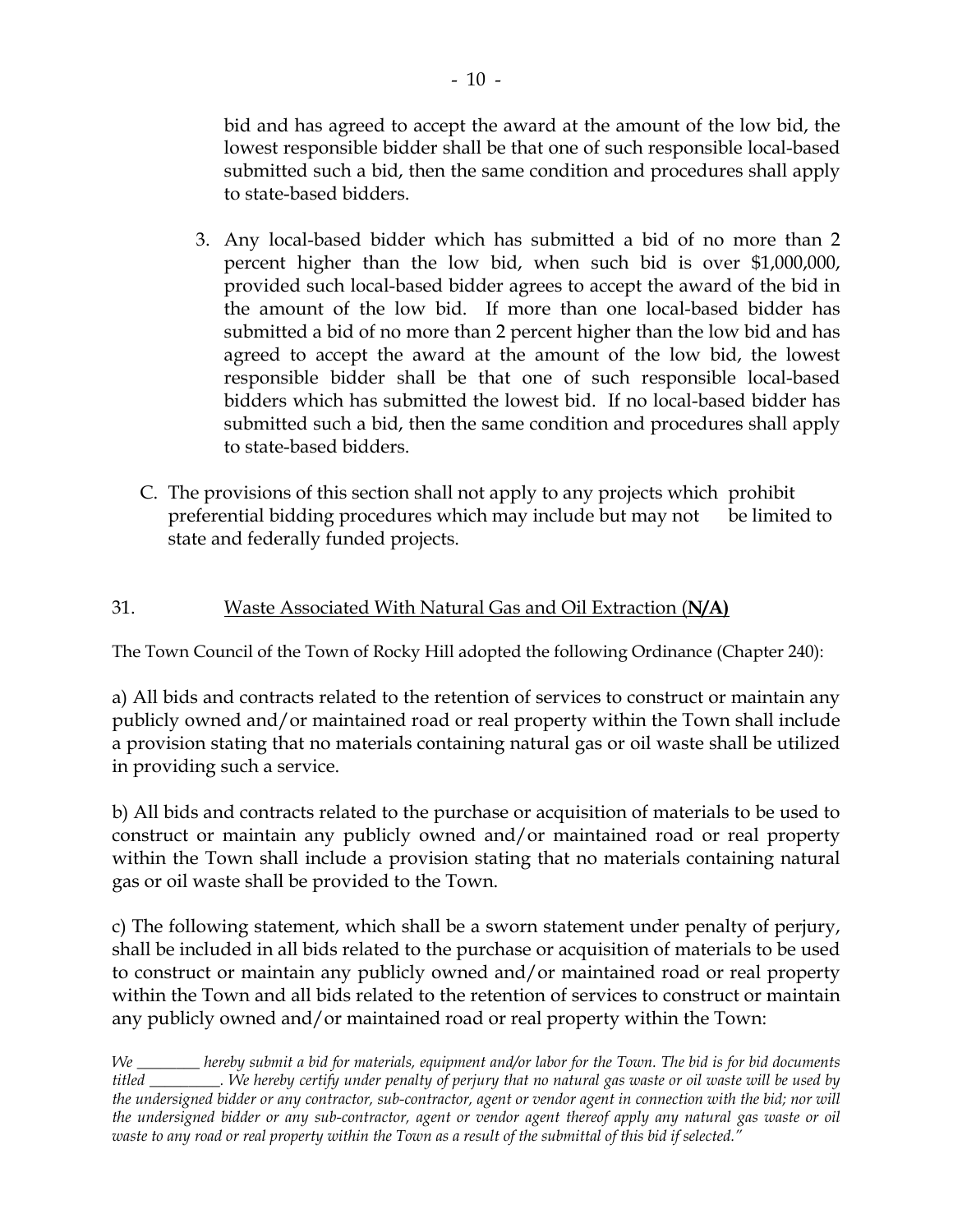bid and has agreed to accept the award at the amount of the low bid, the lowest responsible bidder shall be that one of such responsible local-based submitted such a bid, then the same condition and procedures shall apply to state-based bidders.

3. Any local-based bidder which has submitted a bid of no more than 2 percent higher than the low bid, when such bid is over $1,000,000, provided such local-based bidder agrees to accept the award of the bid in the amount of the low bid. If more than one local-based bidder has submitted a bid of no more than 2 percent higher than the low bid and has agreed to accept the award at the amount of the low bid, the lowest responsible bidder shall be that one of such responsible local-based bidders which has submitted the lowest bid. If no local-based bidder has submitted such a bid, then the same condition and procedures shall apply to state-based bidders.

C. The provisions of this section shall not apply to any projects which prohibit preferential bidding procedures which may include but may not be limited to state and federally funded projects.

31. <u>Waste Associated With Natural Gas and Oil Extraction (**N/A**)</u>

The Town Council of the Town of Rocky Hill adopted the following Ordinance (Chapter 240):

a) All bids and contracts related to the retention of services to construct or maintain any publicly owned and/or maintained road or real property within the Town shall include a provision stating that no materials containing natural gas or oil waste shall be utilized in providing such a service.

b) All bids and contracts related to the purchase or acquisition of materials to be used to construct or maintain any publicly owned and/or maintained road or real property within the Town shall include a provision stating that no materials containing natural gas or oil waste shall be provided to the Town.

c) The following statement, which shall be a sworn statement under penalty of perjury, shall be included in all bids related to the purchase or acquisition of materials to be used to construct or maintain any publicly owned and/or maintained road or real property within the Town and all bids related to the retention of services to construct or maintain any publicly owned and/or maintained road or real property within the Town:

*We ________ hereby submit a bid for materials, equipment and/or labor for the Town. The bid is for bid documents titled _________. We hereby certify under penalty of perjury that no natural gas waste or oil waste will be used by the undersigned bidder or any contractor, sub-contractor, agent or vendor agent in connection with the bid; nor will the undersigned bidder or any sub-contractor, agent or vendor agent thereof apply any natural gas waste or oil waste to any road or real property within the Town as a result of the submittal of this bid if selected."*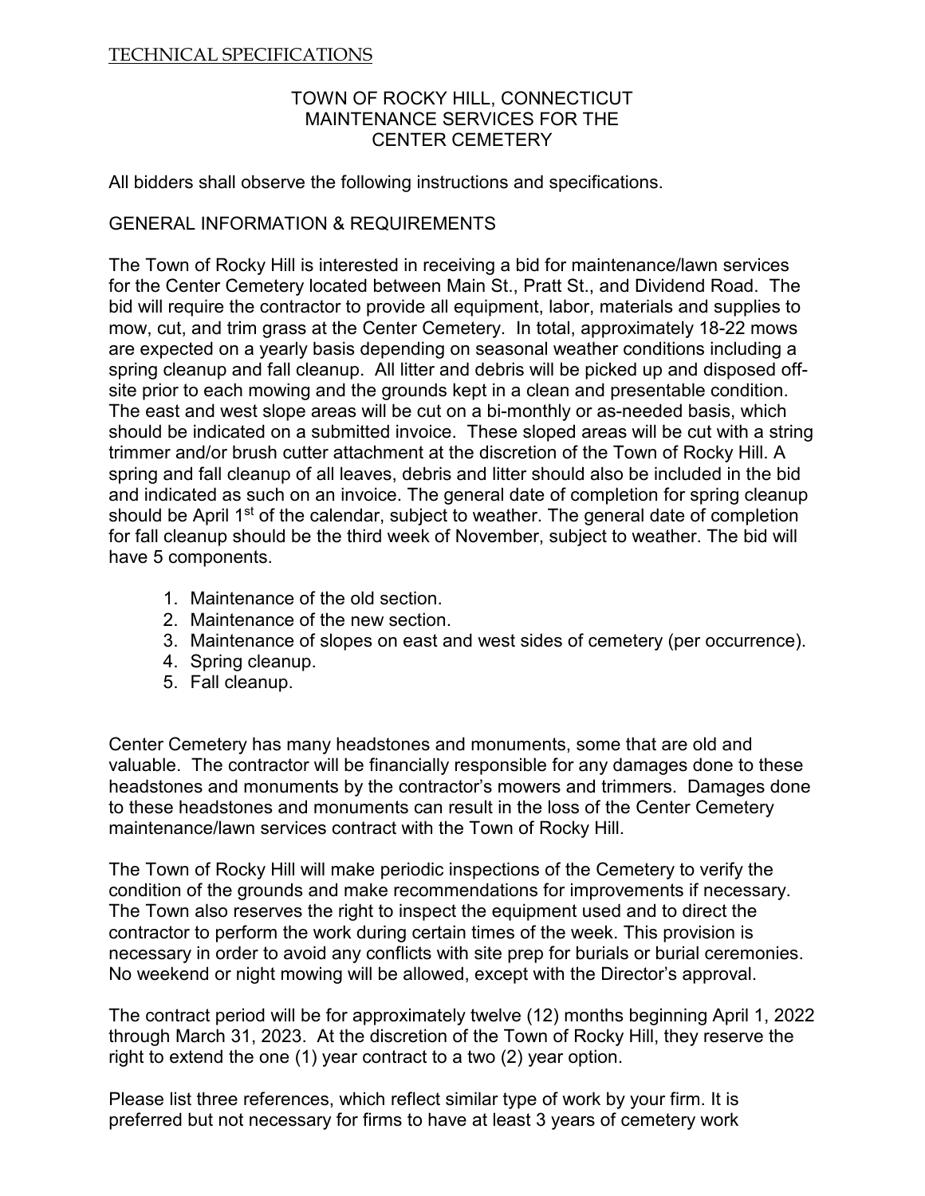TECHNICAL SPECIFICATIONS

# TOWN OF ROCKY HILL, CONNECTICUT
# MAINTENANCE SERVICES FOR THE CENTER CEMETERY

All bidders shall observe the following instructions and specifications.

## GENERAL INFORMATION & REQUIREMENTS

The Town of Rocky Hill is interested in receiving a bid for maintenance/lawn services for the Center Cemetery located between Main St., Pratt St., and Dividend Road. The bid will require the contractor to provide all equipment, labor, materials and supplies to mow, cut, and trim grass at the Center Cemetery. In total, approximately 18-22 mows are expected on a yearly basis depending on seasonal weather conditions including a spring cleanup and fall cleanup. All litter and debris will be picked up and disposed off-site prior to each mowing and the grounds kept in a clean and presentable condition. The east and west slope areas will be cut on a bi-monthly or as-needed basis, which should be indicated on a submitted invoice. These sloped areas will be cut with a string trimmer and/or brush cutter attachment at the discretion of the Town of Rocky Hill. A spring and fall cleanup of all leaves, debris and litter should also be included in the bid and indicated as such on an invoice. The general date of completion for spring cleanup should be April 1st of the calendar, subject to weather. The general date of completion for fall cleanup should be the third week of November, subject to weather. The bid will have 5 components.

1. Maintenance of the old section.
2. Maintenance of the new section.
3. Maintenance of slopes on east and west sides of cemetery (per occurrence).
4. Spring cleanup.
5. Fall cleanup.

Center Cemetery has many headstones and monuments, some that are old and valuable. The contractor will be financially responsible for any damages done to these headstones and monuments by the contractor's mowers and trimmers. Damages done to these headstones and monuments can result in the loss of the Center Cemetery maintenance/lawn services contract with the Town of Rocky Hill.

The Town of Rocky Hill will make periodic inspections of the Cemetery to verify the condition of the grounds and make recommendations for improvements if necessary. The Town also reserves the right to inspect the equipment used and to direct the contractor to perform the work during certain times of the week. This provision is necessary in order to avoid any conflicts with site prep for burials or burial ceremonies. No weekend or night mowing will be allowed, except with the Director's approval.

The contract period will be for approximately twelve (12) months beginning April 1, 2022 through March 31, 2023. At the discretion of the Town of Rocky Hill, they reserve the right to extend the one (1) year contract to a two (2) year option.

Please list three references, which reflect similar type of work by your firm. It is preferred but not necessary for firms to have at least 3 years of cemetery work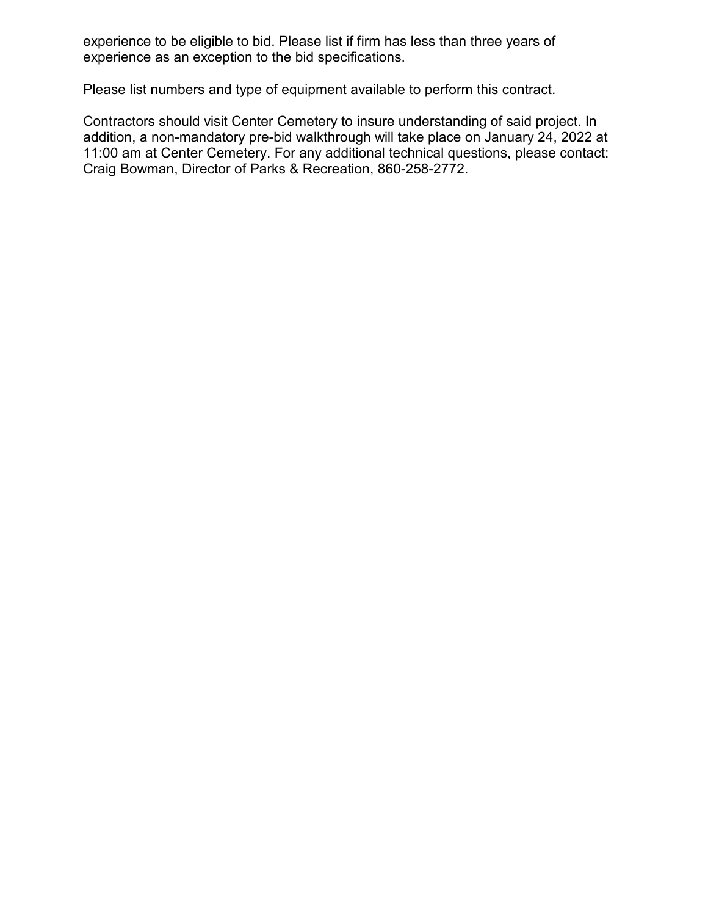experience to be eligible to bid. Please list if firm has less than three years of experience as an exception to the bid specifications.

Please list numbers and type of equipment available to perform this contract.

Contractors should visit Center Cemetery to insure understanding of said project. In addition, a non-mandatory pre-bid walkthrough will take place on January 24, 2022 at 11:00 am at Center Cemetery. For any additional technical questions, please contact: Craig Bowman, Director of Parks & Recreation, 860-258-2772.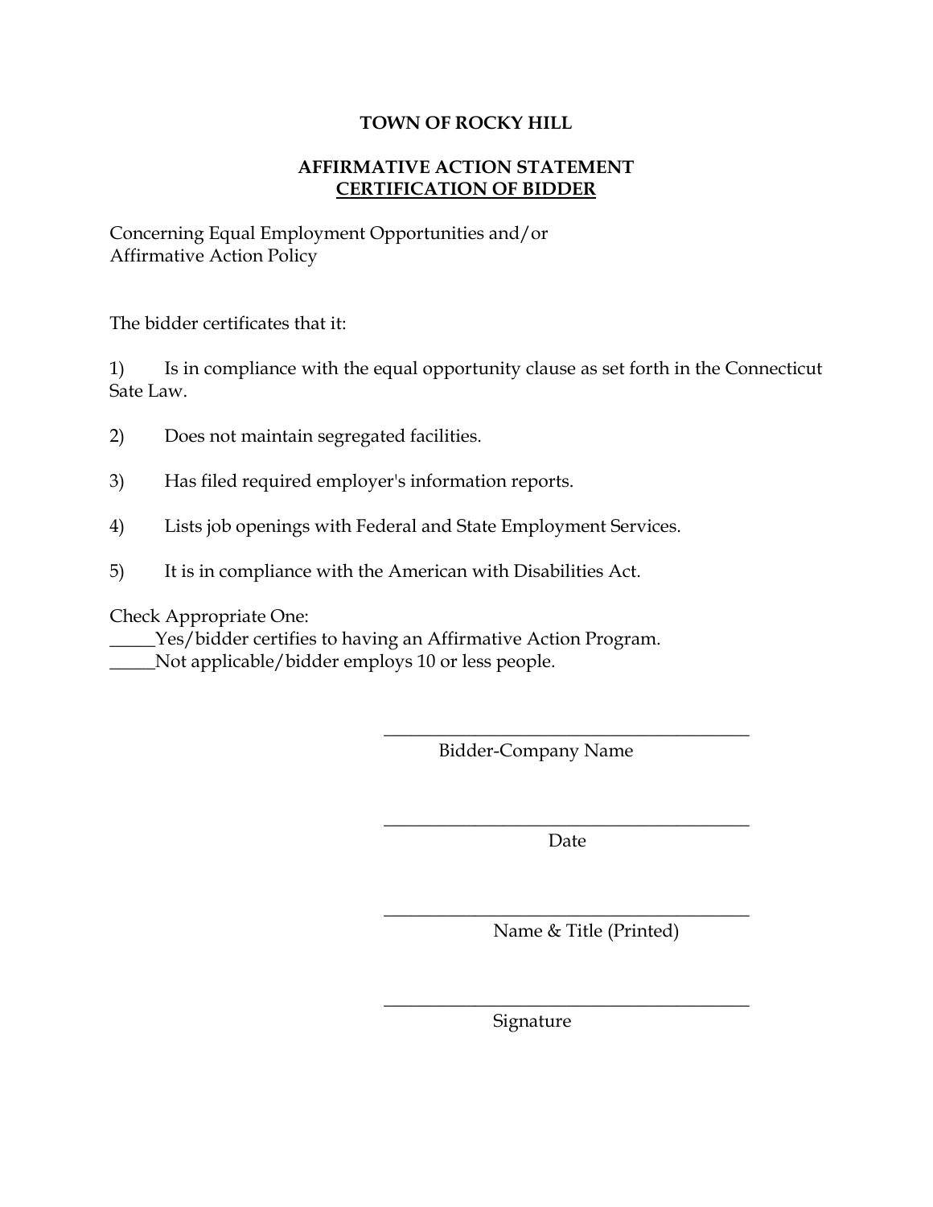**TOWN OF ROCKY HILL**

**AFFIRMATIVE ACTION STATEMENT**
**CERTIFICATION OF BIDDER**

Concerning Equal Employment Opportunities and/or
Affirmative Action Policy

The bidder certificates that it:

1) Is in compliance with the equal opportunity clause as set forth in the Connecticut Sate Law.

2) Does not maintain segregated facilities.

3) Has filed required employer's information reports.

4) Lists job openings with Federal and State Employment Services.

5) It is in compliance with the American with Disabilities Act.

Check Appropriate One:
_____Yes/bidder certifies to having an Affirmative Action Program.
_____Not applicable/bidder employs 10 or less people.

________________________________________
Bidder-Company Name

________________________________________
Date

________________________________________
Name & Title (Printed)

________________________________________
Signature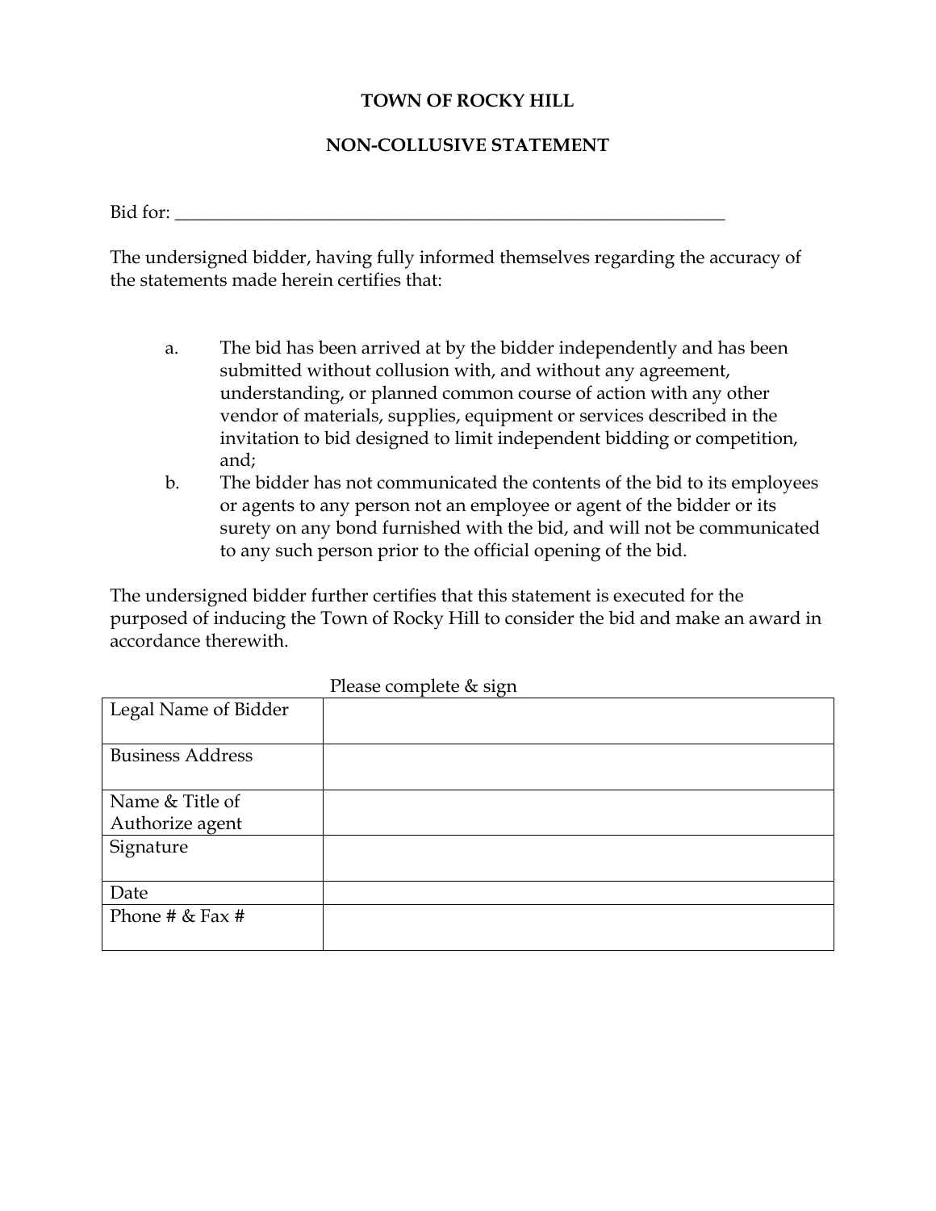# TOWN OF ROCKY HILL

## NON-COLLUSIVE STATEMENT

Bid for: ___________________________________________________________________

The undersigned bidder, having fully informed themselves regarding the accuracy of the statements made herein certifies that:

a. The bid has been arrived at by the bidder independently and has been submitted without collusion with, and without any agreement, understanding, or planned common course of action with any other vendor of materials, supplies, equipment or services described in the invitation to bid designed to limit independent bidding or competition, and;

b. The bidder has not communicated the contents of the bid to its employees or agents to any person not an employee or agent of the bidder or its surety on any bond furnished with the bid, and will not be communicated to any such person prior to the official opening of the bid.

The undersigned bidder further certifies that this statement is executed for the purposed of inducing the Town of Rocky Hill to consider the bid and make an award in accordance therewith.

Please complete & sign

| | |
|---|---|
| Legal Name of Bidder | |
| Business Address | |
| Name & Title of Authorize agent | |
| Signature | |
| Date | |
| Phone # & Fax # | |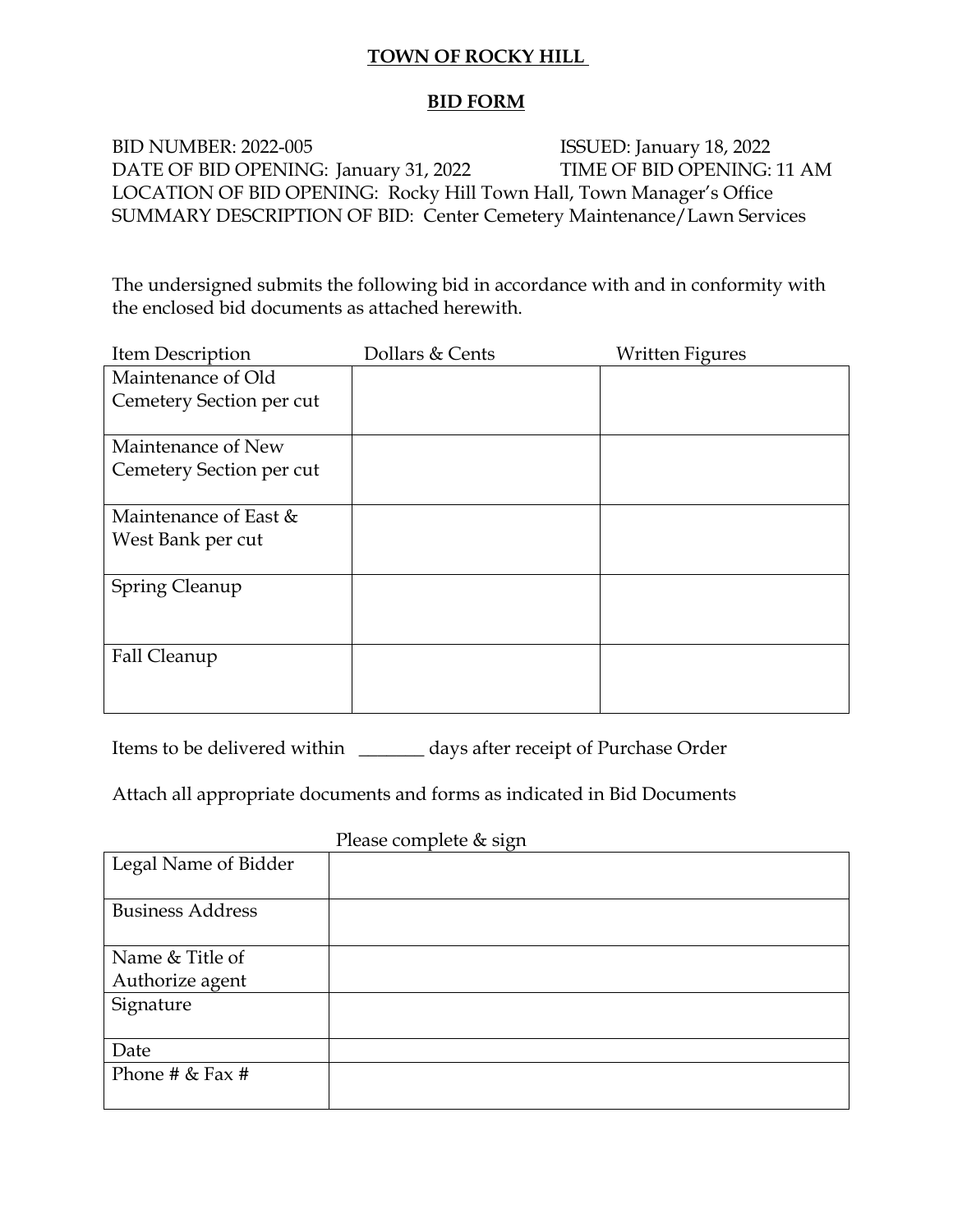**TOWN OF ROCKY HILL**

**BID FORM**

BID NUMBER: 2022-005 ISSUED: January 18, 2022
DATE OF BID OPENING: January 31, 2022 TIME OF BID OPENING: 11 AM
LOCATION OF BID OPENING: Rocky Hill Town Hall, Town Manager's Office
SUMMARY DESCRIPTION OF BID: Center Cemetery Maintenance/Lawn Services

The undersigned submits the following bid in accordance with and in conformity with the enclosed bid documents as attached herewith.

| Item Description | Dollars & Cents | Written Figures |
|---|---|---|
| Maintenance of Old Cemetery Section per cut | | |
| Maintenance of New Cemetery Section per cut | | |
| Maintenance of East & West Bank per cut | | |
| Spring Cleanup | | |
| Fall Cleanup | | |

Items to be delivered within _______ days after receipt of Purchase Order

Attach all appropriate documents and forms as indicated in Bid Documents

Please complete & sign

| | |
|---|---|
| Legal Name of Bidder | |
| Business Address | |
| Name & Title of Authorize agent | |
| Signature | |
| Date | |
| Phone # & Fax # | |